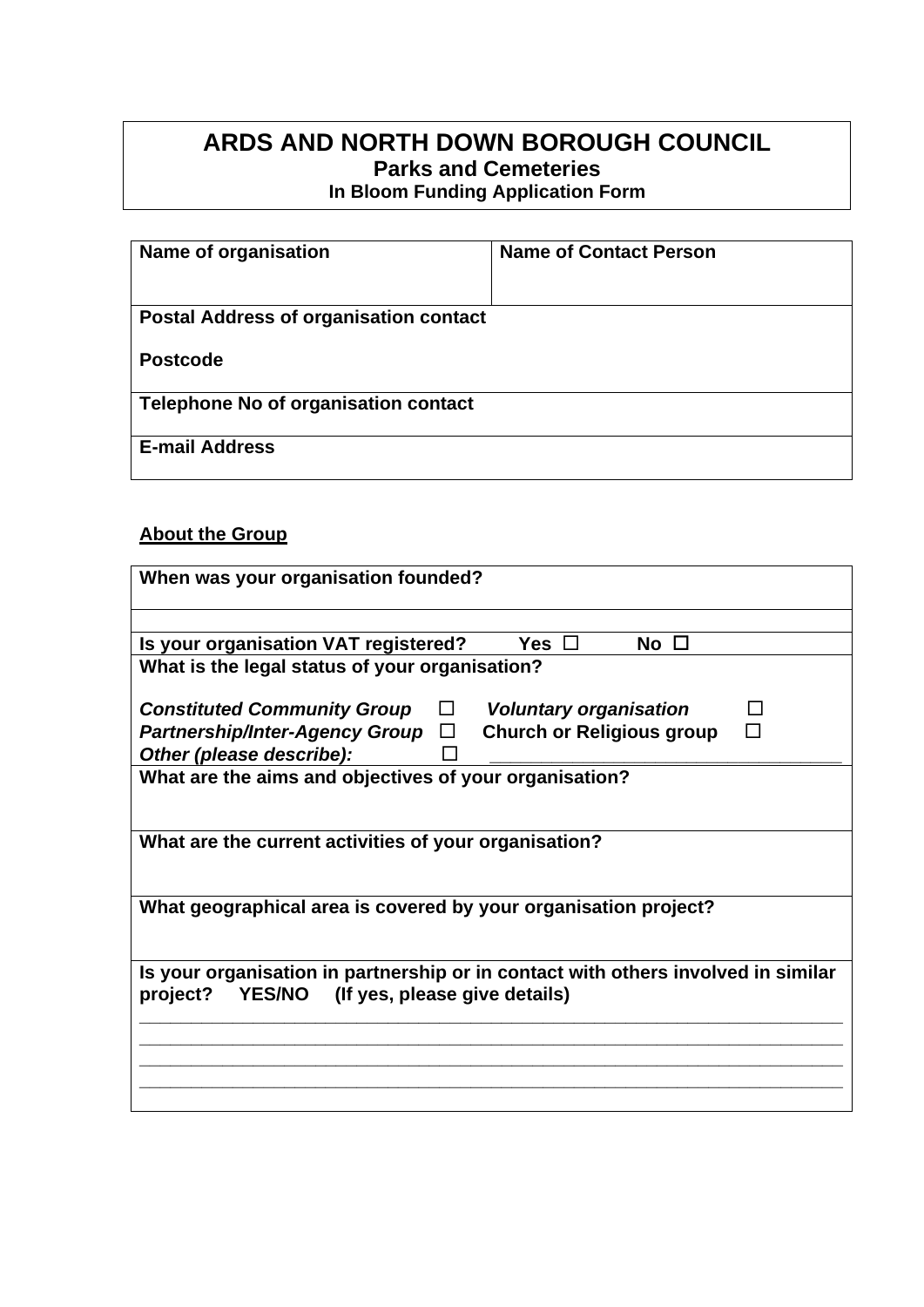# ARDS AND NORTH DOWN BOROUGH COUNCIL

## Parks and Cemeteries

### In Bloom Funding Application Form

| **Name of organisation** | **Name of Contact Person** |
|---|---|
| **Postal Address of organisation contact**<br><br>**Postcode** | |
| **Telephone No of organisation contact** | |
| **E-mail Address** | |

**About the Group**

| |
|---|
| **When was your organisation founded?** |
| |
| **Is your organisation VAT registered?** **Yes** ☐ **No** ☐ |
| **What is the legal status of your organisation?**<br><br>***Constituted Community Group*** ☐ ***Voluntary organisation*** ☐<br>***Partnership/Inter-Agency Group*** ☐ **Church or Religious group** ☐<br>***Other (please describe):*** ☐ ______________________________ |
| **What are the aims and objectives of your organisation?** |
| **What are the current activities of your organisation?** |
| **What geographical area is covered by your organisation project?** |
| **Is your organisation in partnership or in contact with others involved in similar project? YES/NO (If yes, please give details)**<br>________________________________________________________________<br>________________________________________________________________<br>________________________________________________________________<br>________________________________________________________________ |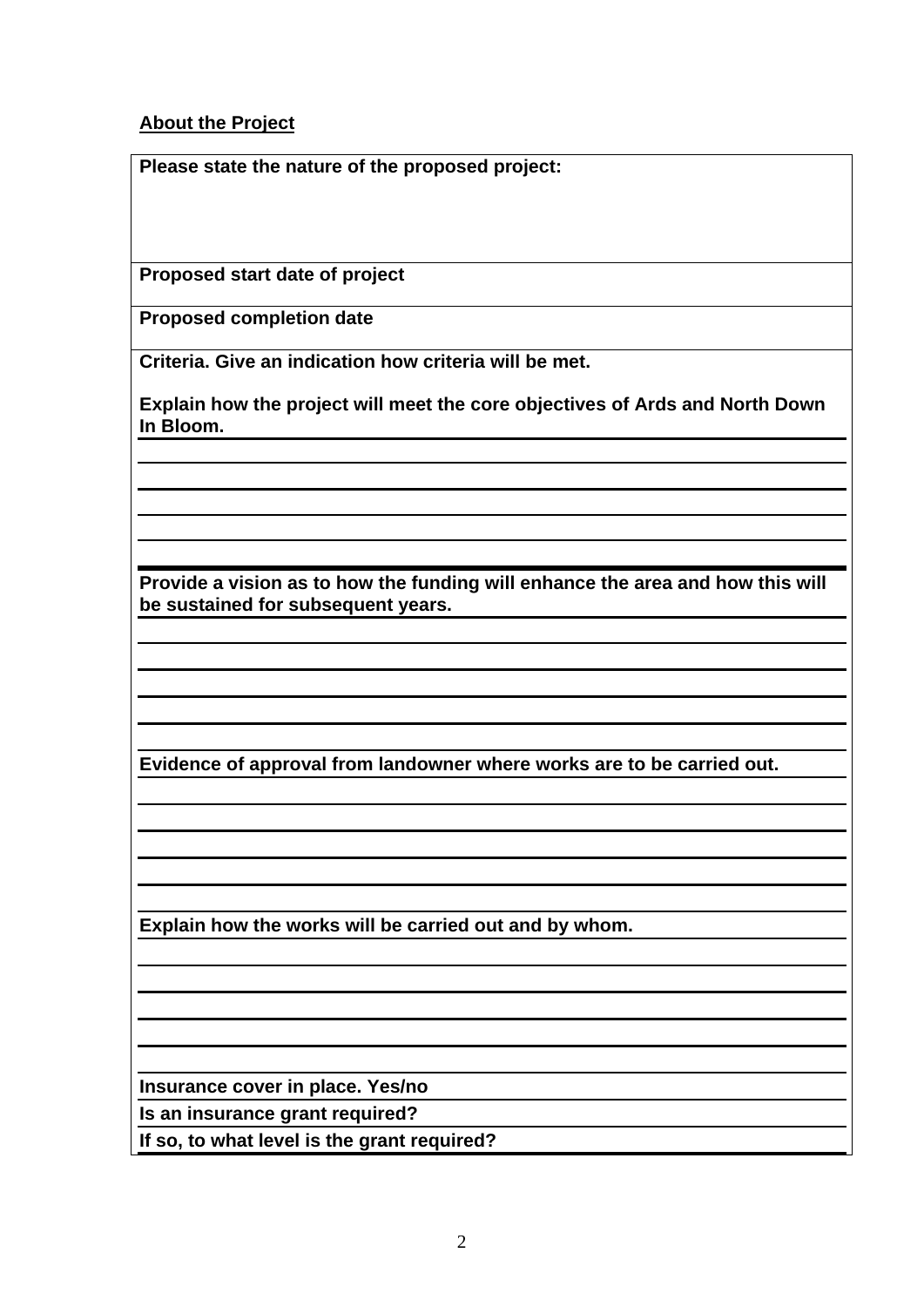**About the Project**

| Please state the nature of the proposed project: |
|---|
| Proposed start date of project |
| Proposed completion date |
| Criteria. Give an indication how criteria will be met.<br><br>Explain how the project will meet the core objectives of Ards and North Down In Bloom. |
| Provide a vision as to how the funding will enhance the area and how this will be sustained for subsequent years. |
| Evidence of approval from landowner where works are to be carried out. |
| Explain how the works will be carried out and by whom. |
| Insurance cover in place. Yes/no |
| Is an insurance grant required? |
| If so, to what level is the grant required? |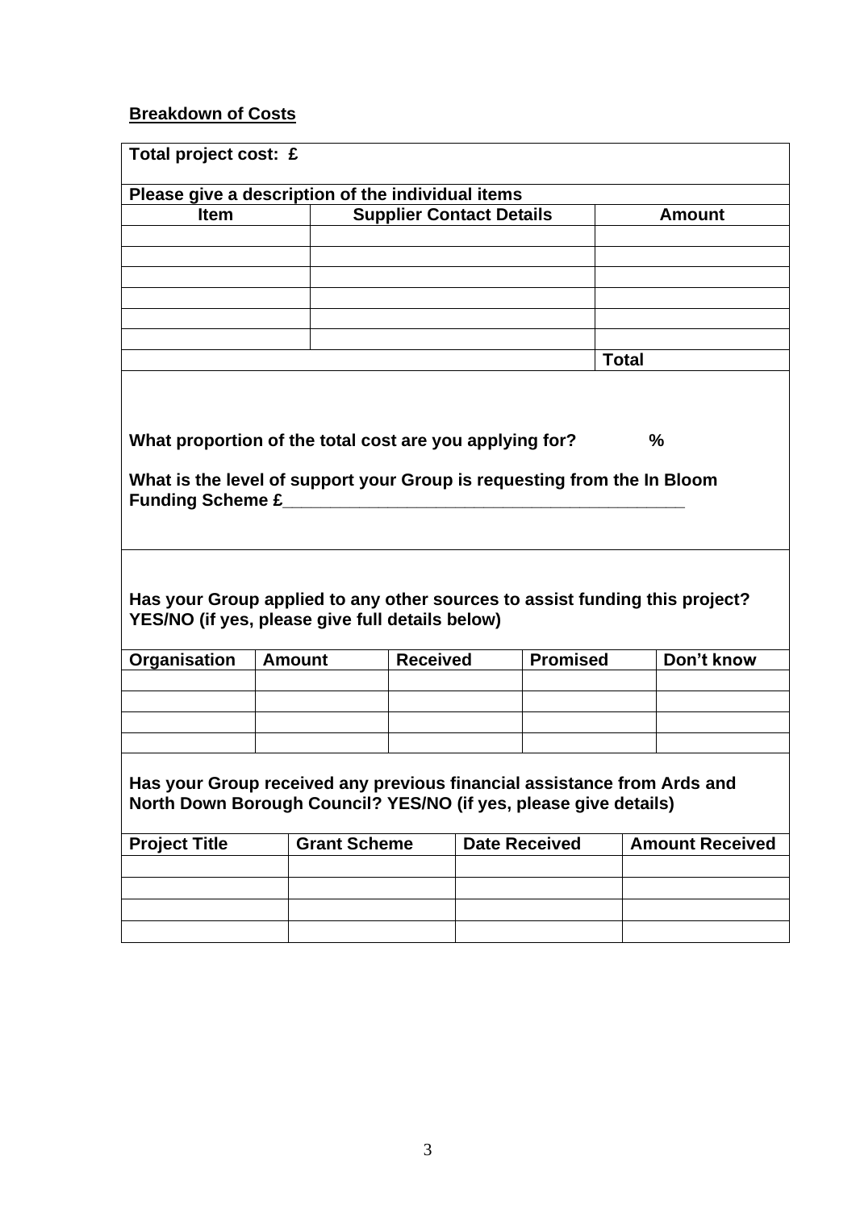**Breakdown of Costs**

**Total project cost: £**

**Please give a description of the individual items**

| Item | Supplier Contact Details | Amount |
|---|---|---|
| | | |
| | | |
| | | |
| | | |
| | | |
| | | |
| | | **Total** |

**What proportion of the total cost are you applying for? %**

**What is the level of support your Group is requesting from the In Bloom Funding Scheme £___________________________________________**

**Has your Group applied to any other sources to assist funding this project? YES/NO (if yes, please give full details below)**

| Organisation | Amount | Received | Promised | Don't know |
|---|---|---|---|---|
| | | | | |
| | | | | |
| | | | | |
| | | | | |

**Has your Group received any previous financial assistance from Ards and North Down Borough Council? YES/NO (if yes, please give details)**

| Project Title | Grant Scheme | Date Received | Amount Received |
|---|---|---|---|
| | | | |
| | | | |
| | | | |
| | | | |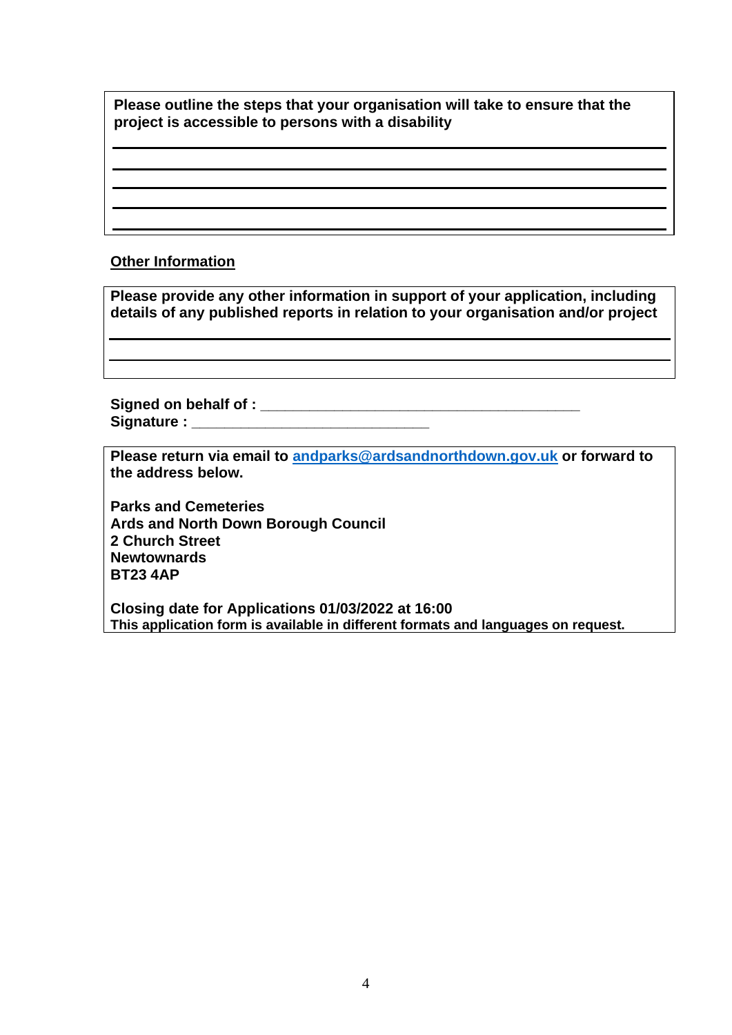**Please outline the steps that your organisation will take to ensure that the project is accessible to persons with a disability**

______________________________________________________________________

______________________________________________________________________

______________________________________________________________________

______________________________________________________________________

______________________________________________________________________

**Other Information**

**Please provide any other information in support of your application, including details of any published reports in relation to your organisation and/or project**

______________________________________________________________________

______________________________________________________________________

**Signed on behalf of : ______________________________________**

**Signature : ______________________________**

**Please return via email to [andparks@ardsandnorthdown.gov.uk](mailto:andparks@ardsandnorthdown.gov.uk) or forward to the address below.**

**Parks and Cemeteries**
**Ards and North Down Borough Council**
**2 Church Street**
**Newtownards**
**BT23 4AP**

**Closing date for Applications 01/03/2022 at 16:00**
**This application form is available in different formats and languages on request.**